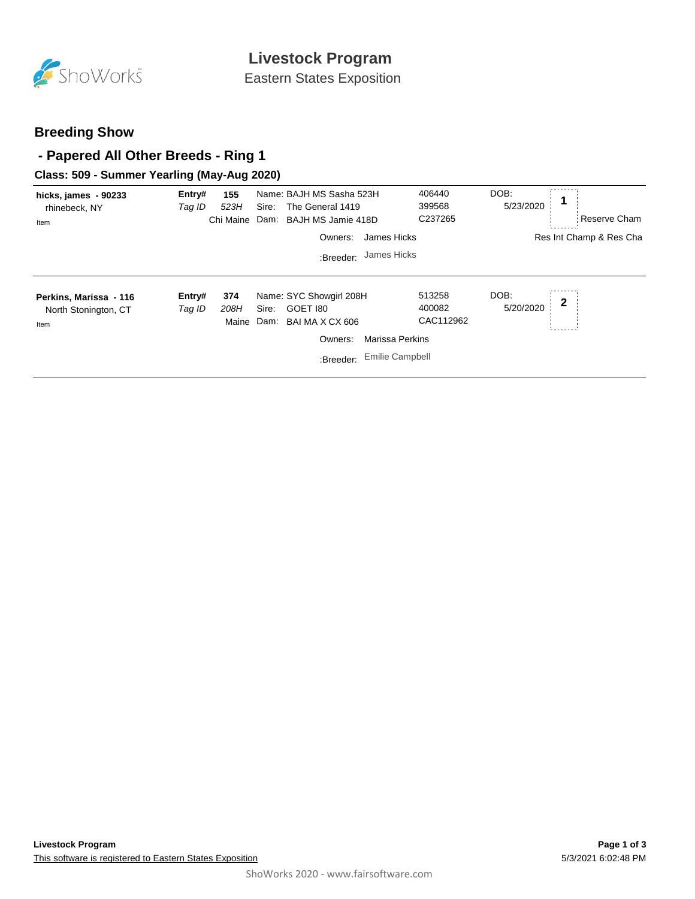# Livestock Program

Eastern States Exposition

## Breeding Show

## - Papered All Other Breeds - Ring 1

### Class: 509 - Summer Yearling (May-Aug 2020)

| Exhibitor | Entry# / Tag ID | Details | Reg. | DOB | Place |
|---|---|---|---|---|---|
| **hicks, james - 90233**<br>rhinebeck, NY<br>Item | **Entry#** **155**<br>*Tag ID* *523H*<br>Chi Maine | Name: BAJH MS Sasha 523H<br>Sire: The General 1419<br>Dam: BAJH MS Jamie 418D<br>Owners: James Hicks<br>:Breeder: James Hicks | 406440<br>399568<br>C237265 | DOB: 5/23/2020 | **1**<br>Reserve Cham<br>Res Int Champ & Res Cha |
| **Perkins, Marissa - 116**<br>North Stonington, CT<br>Item | **Entry#** **374**<br>*Tag ID* *208H*<br>Maine | Name: SYC Showgirl 208H<br>Sire: GOET I80<br>Dam: BAI MA X CX 606<br>Owners: Marissa Perkins<br>:Breeder: Emilie Campbell | 513258<br>400082<br>CAC112962 | DOB: 5/20/2020 | **2** |

**Livestock Program**

This software is registered to Eastern States Exposition

5/3/2021 6:02:48 PM

ShoWorks 2020 - www.fairsoftware.com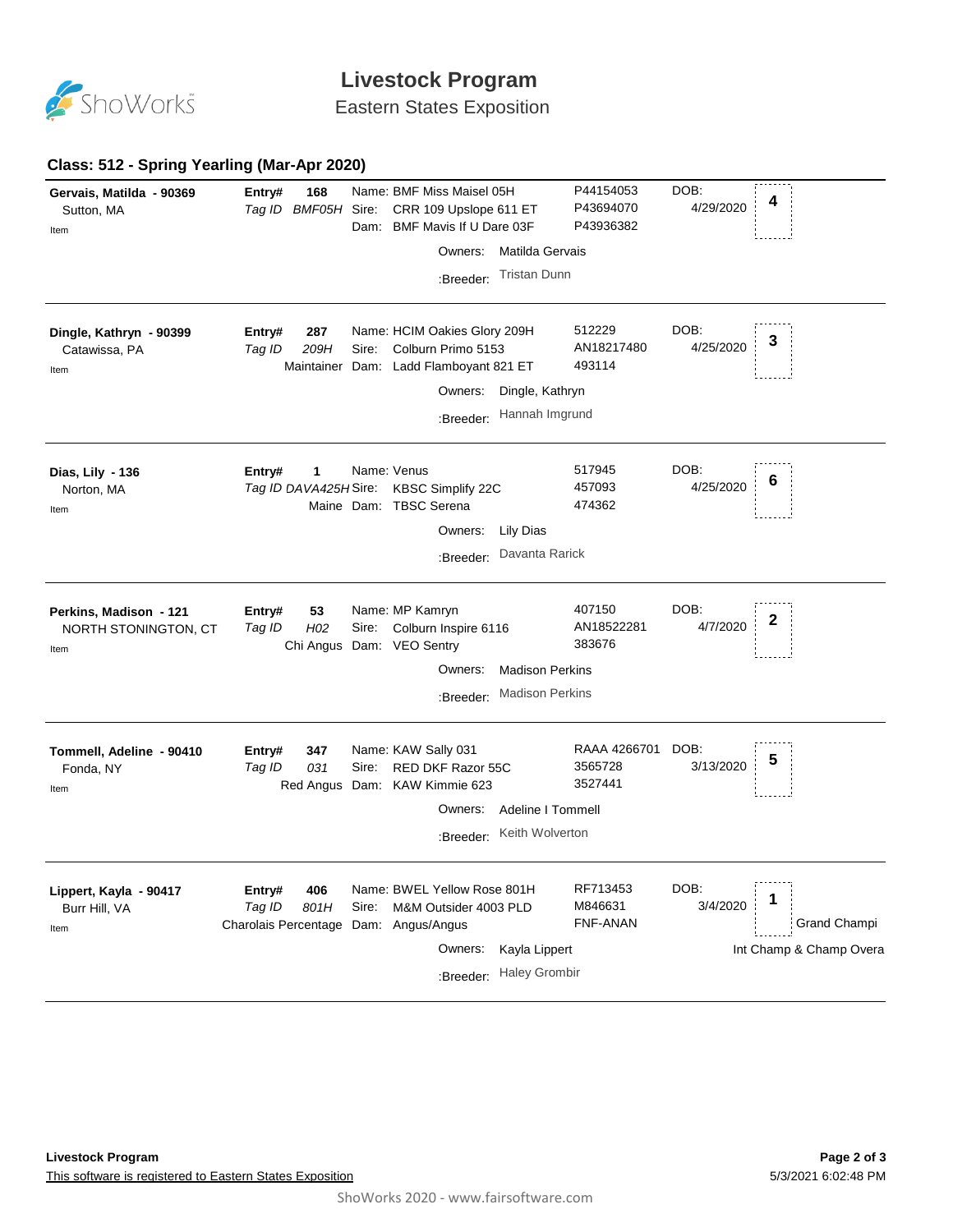# Livestock Program

Eastern States Exposition

## Class: 512 - Spring Yearling (Mar-Apr 2020)

| Exhibitor | Entry | Animal | Reg. # | DOB | Place |
|---|---|---|---|---|---|
| **Gervais, Matilda - 90369**<br>Sutton, MA<br>Item | **Entry# 168**<br>*Tag ID BMF05H* | Name: BMF Miss Maisel 05H<br>Sire: CRR 109 Upslope 611 ET<br>Dam: BMF Mavis If U Dare 03F<br>Owners: Matilda Gervais<br>:Breeder: Tristan Dunn | P44154053<br>P43694070<br>P43936382 | 4/29/2020 | 4 |
| **Dingle, Kathryn - 90399**<br>Catawissa, PA<br>Item | **Entry# 287**<br>*Tag ID 209H*<br>Maintainer | Name: HCIM Oakies Glory 209H<br>Sire: Colburn Primo 5153<br>Dam: Ladd Flamboyant 821 ET<br>Owners: Dingle, Kathryn<br>:Breeder: Hannah Imgrund | 512229<br>AN18217480<br>493114 | 4/25/2020 | 3 |
| **Dias, Lily - 136**<br>Norton, MA<br>Item | **Entry# 1**<br>*Tag ID DAVA425H*<br>Maine | Name: Venus<br>Sire: KBSC Simplify 22C<br>Dam: TBSC Serena<br>Owners: Lily Dias<br>:Breeder: Davanta Rarick | 517945<br>457093<br>474362 | 4/25/2020 | 6 |
| **Perkins, Madison - 121**<br>NORTH STONINGTON, CT<br>Item | **Entry# 53**<br>*Tag ID H02*<br>Chi Angus | Name: MP Kamryn<br>Sire: Colburn Inspire 6116<br>Dam: VEO Sentry<br>Owners: Madison Perkins<br>:Breeder: Madison Perkins | 407150<br>AN18522281<br>383676 | 4/7/2020 | 2 |
| **Tommell, Adeline - 90410**<br>Fonda, NY<br>Item | **Entry# 347**<br>*Tag ID 031*<br>Red Angus | Name: KAW Sally 031<br>Sire: RED DKF Razor 55C<br>Dam: KAW Kimmie 623<br>Owners: Adeline I Tommell<br>:Breeder: Keith Wolverton | RAAA 4266701<br>3565728<br>3527441 | 3/13/2020 | 5 |
| **Lippert, Kayla - 90417**<br>Burr Hill, VA<br>Item | **Entry# 406**<br>*Tag ID 801H*<br>Charolais Percentage | Name: BWEL Yellow Rose 801H<br>Sire: M&M Outsider 4003 PLD<br>Dam: Angus/Angus<br>Owners: Kayla Lippert<br>:Breeder: Haley Grombir | RF713453<br>M846631<br>FNF-ANAN | 3/4/2020 | 1<br>Grand Champi<br>Int Champ & Champ Overa |

Livestock Program

This software is registered to Eastern States Exposition

5/3/2021 6:02:48 PM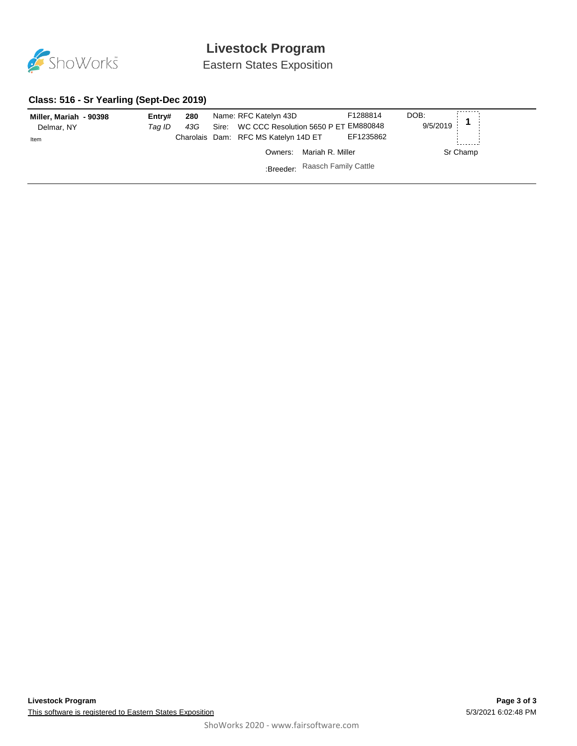# Livestock Program

Eastern States Exposition

### Class: 516 - Sr Yearling (Sept-Dec 2019)

| | | | | | | |
|---|---|---|---|---|---|---|
| **Miller, Mariah - 90398** | **Entry#** | **280** | Name: RFC Katelyn 43D | F1288814 | DOB: | **1** |
| Delmar, NY | *Tag ID* | *43G* | Sire: WC CCC Resolution 5650 P ET | EM880848 | 9/5/2019 | |
| Item | | Charolais | Dam: RFC MS Katelyn 14D ET | EF1235862 | | |
| | | | Owners: Mariah R. Miller | | | Sr Champ |
| | | | :Breeder: Raasch Family Cattle | | | |

**Livestock Program**

This software is registered to Eastern States Exposition

5/3/2021 6:02:48 PM

ShoWorks 2020 - www.fairsoftware.com